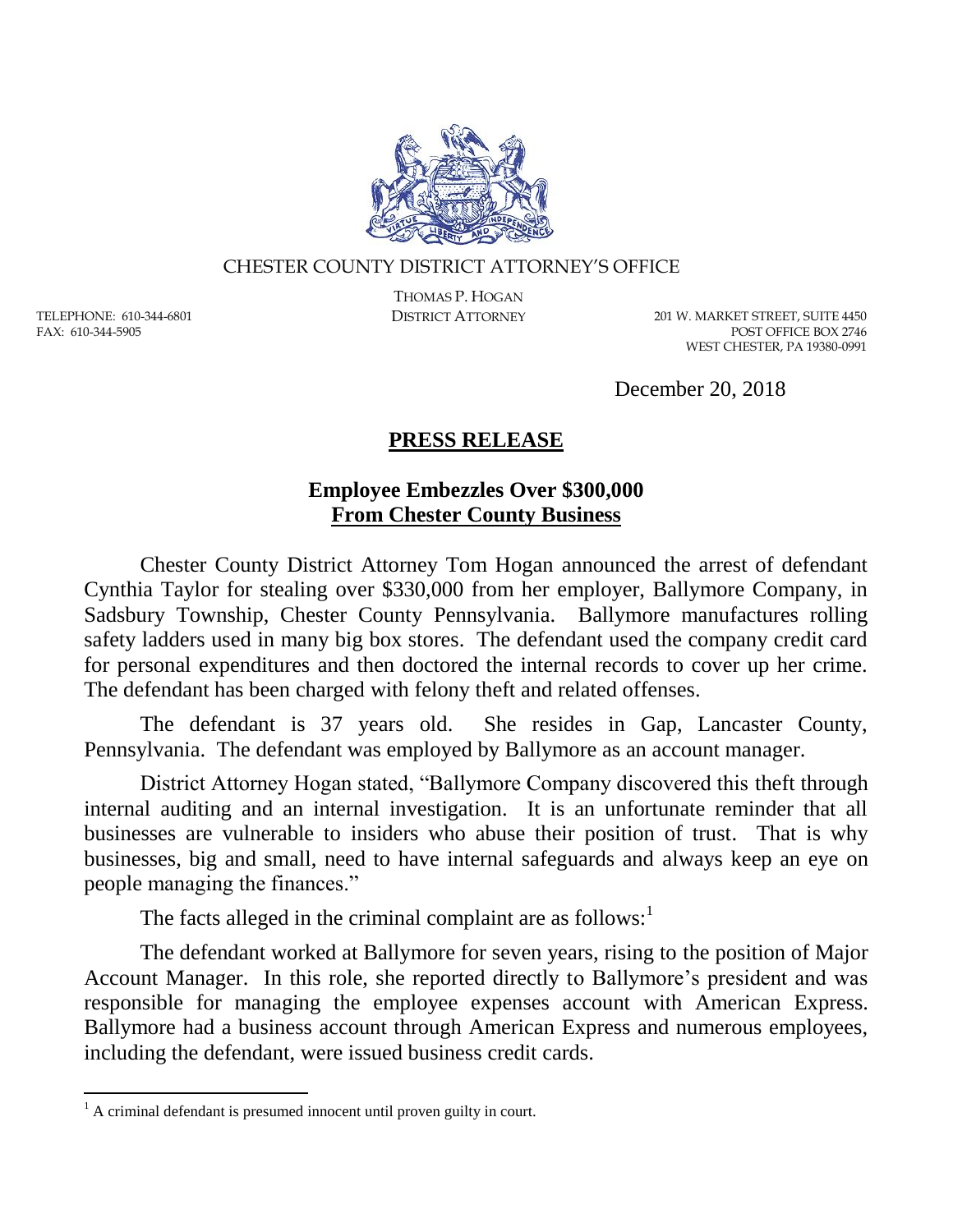CHESTER COUNTY DISTRICT ATTORNEY'S OFFICE

THOMAS P. HOGAN
DISTRICT ATTORNEY

TELEPHONE: 610-344-6801
FAX: 610-344-5905

201 W. MARKET STREET, SUITE 4450
POST OFFICE BOX 2746
WEST CHESTER, PA 19380-0991

December 20, 2018

# PRESS RELEASE

## Employee Embezzles Over $300,000 From Chester County Business

Chester County District Attorney Tom Hogan announced the arrest of defendant Cynthia Taylor for stealing over $330,000 from her employer, Ballymore Company, in Sadsbury Township, Chester County Pennsylvania. Ballymore manufactures rolling safety ladders used in many big box stores. The defendant used the company credit card for personal expenditures and then doctored the internal records to cover up her crime. The defendant has been charged with felony theft and related offenses.

The defendant is 37 years old. She resides in Gap, Lancaster County, Pennsylvania. The defendant was employed by Ballymore as an account manager.

District Attorney Hogan stated, "Ballymore Company discovered this theft through internal auditing and an internal investigation. It is an unfortunate reminder that all businesses are vulnerable to insiders who abuse their position of trust. That is why businesses, big and small, need to have internal safeguards and always keep an eye on people managing the finances."

The facts alleged in the criminal complaint are as follows:[1]

The defendant worked at Ballymore for seven years, rising to the position of Major Account Manager. In this role, she reported directly to Ballymore's president and was responsible for managing the employee expenses account with American Express. Ballymore had a business account through American Express and numerous employees, including the defendant, were issued business credit cards.

[1] A criminal defendant is presumed innocent until proven guilty in court.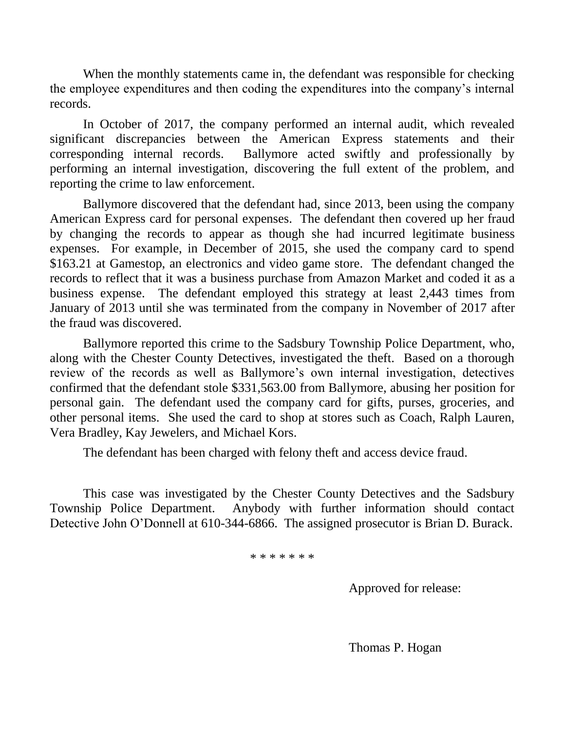When the monthly statements came in, the defendant was responsible for checking the employee expenditures and then coding the expenditures into the company's internal records.

In October of 2017, the company performed an internal audit, which revealed significant discrepancies between the American Express statements and their corresponding internal records. Ballymore acted swiftly and professionally by performing an internal investigation, discovering the full extent of the problem, and reporting the crime to law enforcement.

Ballymore discovered that the defendant had, since 2013, been using the company American Express card for personal expenses. The defendant then covered up her fraud by changing the records to appear as though she had incurred legitimate business expenses. For example, in December of 2015, she used the company card to spend \$163.21 at Gamestop, an electronics and video game store. The defendant changed the records to reflect that it was a business purchase from Amazon Market and coded it as a business expense. The defendant employed this strategy at least 2,443 times from January of 2013 until she was terminated from the company in November of 2017 after the fraud was discovered.

Ballymore reported this crime to the Sadsbury Township Police Department, who, along with the Chester County Detectives, investigated the theft. Based on a thorough review of the records as well as Ballymore's own internal investigation, detectives confirmed that the defendant stole \$331,563.00 from Ballymore, abusing her position for personal gain. The defendant used the company card for gifts, purses, groceries, and other personal items. She used the card to shop at stores such as Coach, Ralph Lauren, Vera Bradley, Kay Jewelers, and Michael Kors.

The defendant has been charged with felony theft and access device fraud.

This case was investigated by the Chester County Detectives and the Sadsbury Township Police Department. Anybody with further information should contact Detective John O'Donnell at 610-344-6866. The assigned prosecutor is Brian D. Burack.

\* \* \* \* \* \* \*

Approved for release:

Thomas P. Hogan